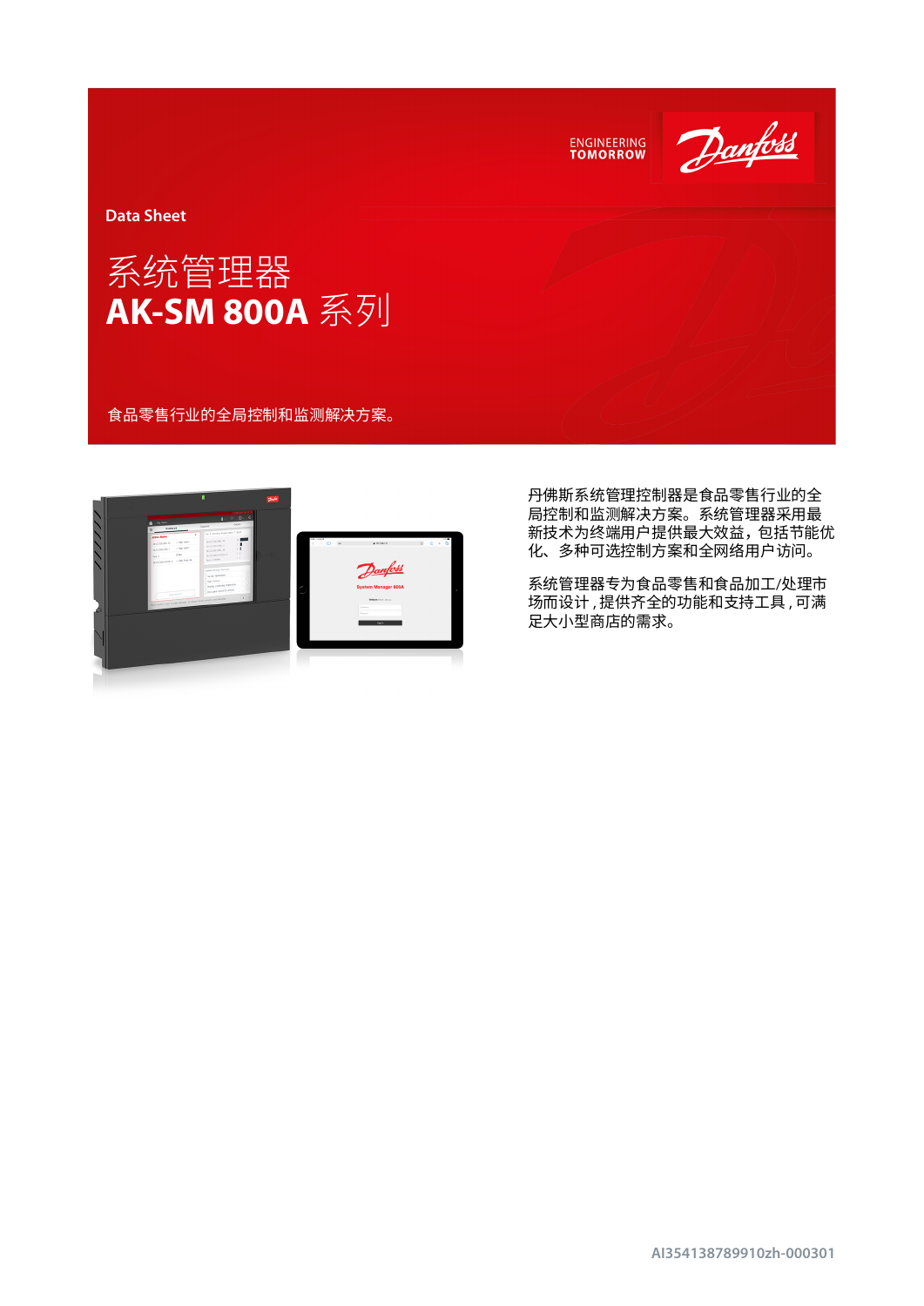ENGINEERING
TOMORROW

Danfoss

Data Sheet

# 系统管理器
# AK-SM 800A 系列

食品零售行业的全局控制和监测解决方案。

丹佛斯系统管理控制器是食品零售行业的全局控制和监测解决方案。系统管理器采用最新技术为终端用户提供最大效益，包括节能优化、多种可选控制方案和全网络用户访问。

系统管理器专为食品零售和食品加工/处理市场而设计，提供齐全的功能和支持工具，可满足大小型商店的需求。

AI354138789910zh-000301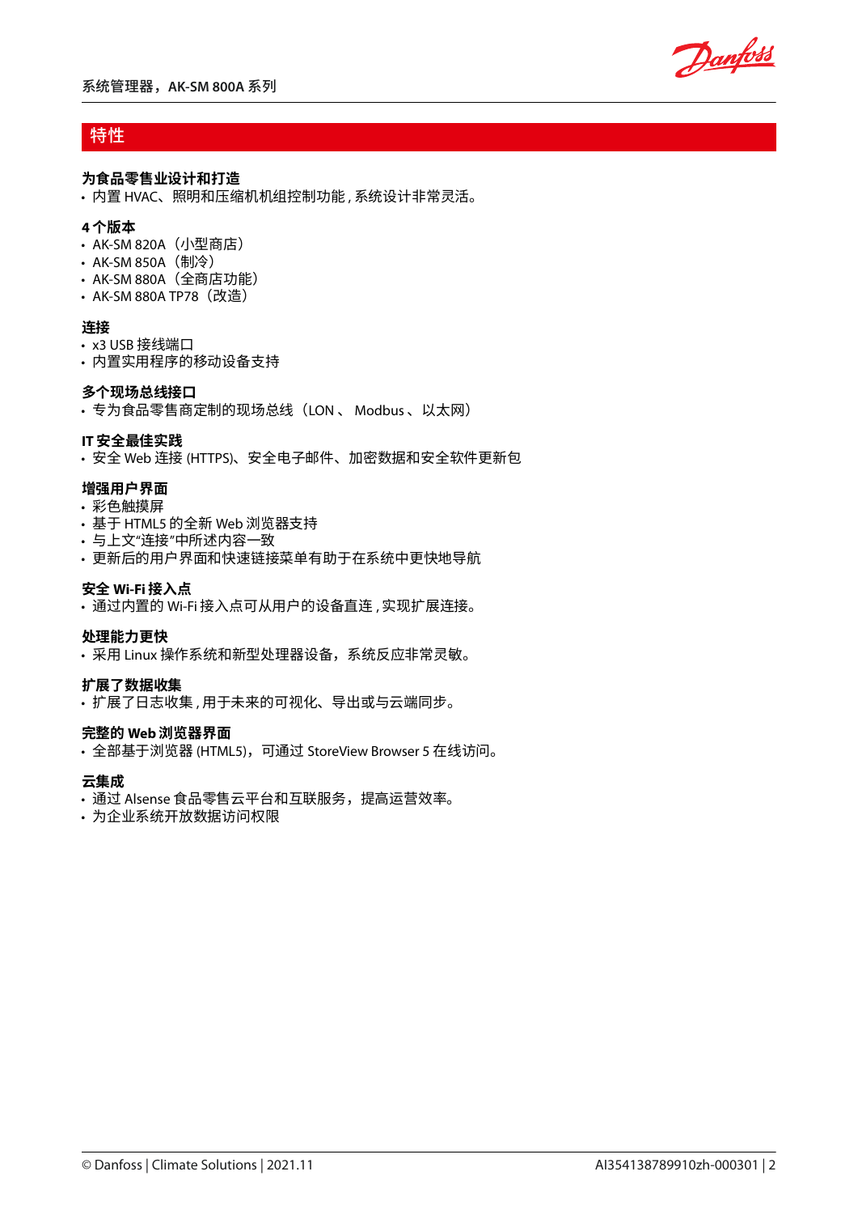## 特性

**为食品零售业设计和打造**
- 内置 HVAC、照明和压缩机机组控制功能，系统设计非常灵活。

**4 个版本**
- AK-SM 820A（小型商店）
- AK-SM 850A（制冷）
- AK-SM 880A（全商店功能）
- AK-SM 880A TP78（改造）

**连接**
- x3 USB 接线端口
- 内置实用程序的移动设备支持

**多个现场总线接口**
- 专为食品零售商定制的现场总线（LON 、 Modbus 、以太网）

**IT 安全最佳实践**
- 安全 Web 连接 (HTTPS)、安全电子邮件、加密数据和安全软件更新包

**增强用户界面**
- 彩色触摸屏
- 基于 HTML5 的全新 Web 浏览器支持
- 与上文"连接"中所述内容一致
- 更新后的用户界面和快速链接菜单有助于在系统中更快地导航

**安全 Wi-Fi 接入点**
- 通过内置的 Wi-Fi 接入点可从用户的设备直连，实现扩展连接。

**处理能力更快**
- 采用 Linux 操作系统和新型处理器设备，系统反应非常灵敏。

**扩展了数据收集**
- 扩展了日志收集，用于未来的可视化、导出或与云端同步。

**完整的 Web 浏览器界面**
- 全部基于浏览器 (HTML5)，可通过 StoreView Browser 5 在线访问。

**云集成**
- 通过 Alsense 食品零售云平台和互联服务，提高运营效率。
- 为企业系统开放数据访问权限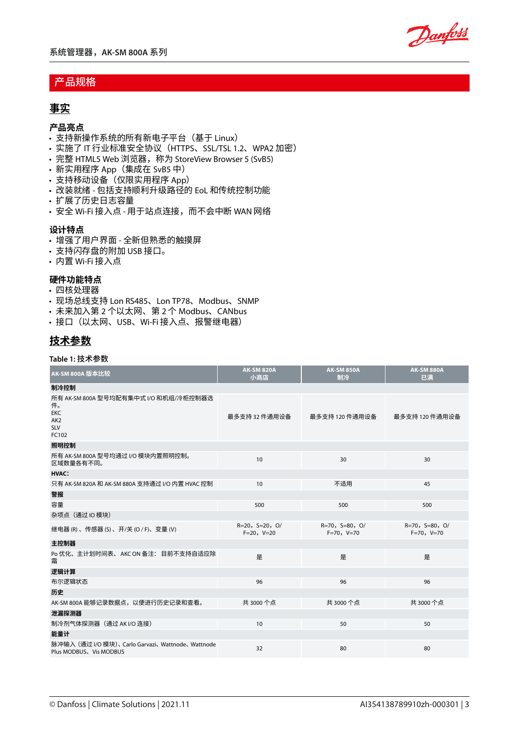## 产品规格

### 事实

#### 产品亮点

- 支持新操作系统的所有新电子平台（基于 Linux）
- 实施了 IT 行业标准安全协议（HTTPS、SSL/TSL 1.2、WPA2 加密）
- 完整 HTML5 Web 浏览器，称为 StoreView Browser 5 (SvB5)
- 新实用程序 App（集成在 SvB5 中）
- 支持移动设备（仅限实用程序 App）
- 改装就绪 - 包括支持顺利升级路径的 EoL 和传统控制功能
- 扩展了历史日志容量
- 安全 Wi-Fi 接入点 - 用于站点连接，而不会中断 WAN 网络

#### 设计特点

- 增强了用户界面 - 全新但熟悉的触摸屏
- 支持闪存盘的附加 USB 接口。
- 内置 Wi-Fi 接入点

#### 硬件功能特点

- 四核处理器
- 现场总线支持 Lon RS485、Lon TP78、Modbus、SNMP
- 未来加入第 2 个以太网、第 2 个 Modbus、CANbus
- 接口（以太网、USB、Wi-Fi 接入点、报警继电器）

### 技术参数

Table 1: 技术参数

| AK-SM 800A 版本比较 | AK-SM 820A 小商店 | AK-SM 850A 制冷 | AK-SM 880A 已满 |
| --- | --- | --- | --- |
| **制冷控制** | | | |
| 所有 AK-SM 800A 型号均配有集中式 I/O 和机组/冷柜控制器选件。 EKC AK2 SLV FC102 | 最多支持 32 件通用设备 | 最多支持 120 件通用设备 | 最多支持 120 件通用设备 |
| **照明控制** | | | |
| 所有 AK-SM 800A 型号均通过 I/O 模块内置照明控制。区域数量各有不同。 | 10 | 30 | 30 |
| **HVAC:** | | | |
| 只有 AK-SM 820A 和 AK-SM 880A 支持通过 I/O 内置 HVAC 控制 | 10 | 不适用 | 45 |
| **警报** | | | |
| 容量 | 500 | 500 | 500 |
| 杂项点（通过 IO 模块） | | | |
| 继电器 (R)、传感器 (S)、开/关 (O / F)、变量 (V) | R=20，S=20，O/F=20，V=20 | R=70，S=80，O/F=70，V=70 | R=70，S=80，O/F=70，V=70 |
| **主控制器** | | | |
| Po 优化、主计划时间表、AKC ON 备注：目前不支持自适应除霜 | 是 | 是 | 是 |
| **逻辑计算** | | | |
| 布尔逻辑状态 | 96 | 96 | 96 |
| **历史** | | | |
| AK-SM 800A 能够记录数据点，以便进行历史记录和查看。 | 共 3000 个点 | 共 3000 个点 | 共 3000 个点 |
| **泄漏探测器** | | | |
| 制冷剂气体探测器（通过 AK I/O 连接） | 10 | 50 | 50 |
| **能量计** | | | |
| 脉冲输入（通过 I/O 模块）、Carlo Garvazi、Wattnode、Wattnode Plus MODBUS、Vis MODBUS | 32 | 80 | 80 |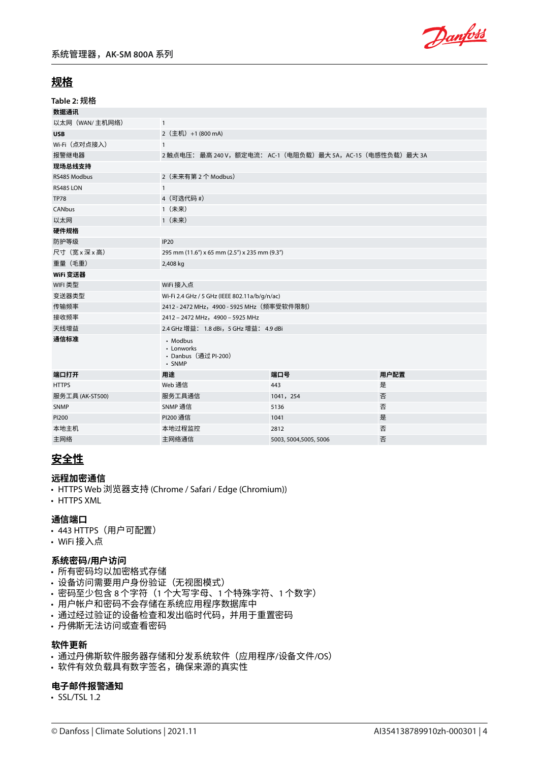## 规格

Table 2: 规格

| **数据通讯** | | | |
|---|---|---|---|
| 以太网（WAN/ 主机网络） | 1 | | |
| **USB** | 2（主机）+1 (800 mA) | | |
| Wi-Fi（点对点接入） | 1 | | |
| 报警继电器 | 2 触点电压： 最高 240 V，额定电流： AC-1（电阻负载）最大 5A，AC-15（电感性负载）最大 3A | | |
| **现场总线支持** | | | |
| RS485 Modbus | 2（未来有第 2 个 Modbus） | | |
| RS485 LON | 1 | | |
| TP78 | 4（可选代码 #） | | |
| CANbus | 1（未来） | | |
| 以太网 | 1（未来） | | |
| **硬件规格** | | | |
| 防护等级 | IP20 | | |
| 尺寸（宽 x 深 x 高） | 295 mm (11.6") x 65 mm (2.5") x 235 mm (9.3") | | |
| 重量（毛重） | 2,408 kg | | |
| **WiFi 变送器** | | | |
| WIFI 类型 | WiFi 接入点 | | |
| 变送器类型 | Wi-Fi 2.4 GHz / 5 GHz (IEEE 802.11a/b/g/n/ac) | | |
| 传输频率 | 2412 - 2472 MHz，4900 - 5925 MHz（频率受软件限制） | | |
| 接收频率 | 2412 – 2472 MHz，4900 – 5925 MHz | | |
| 天线增益 | 2.4 GHz 增益： 1.8 dBi，5 GHz 增益： 4.9 dBi | | |
| **通信标准** | • Modbus<br>• Lonworks<br>• Danbus（通过 PI-200）<br>• SNMP | | |
| **端口打开** | **用途** | **端口号** | **用户配置** |
| HTTPS | Web 通信 | 443 | 是 |
| 服务工具 (AK-ST500) | 服务工具通信 | 1041，254 | 否 |
| SNMP | SNMP 通信 | 5136 | 否 |
| PI200 | PI200 通信 | 1041 | 是 |
| 本地主机 | 本地过程监控 | 2812 | 否 |
| 主网络 | 主网络通信 | 5003, 5004,5005, 5006 | 否 |

## 安全性

### 远程加密通信

- HTTPS Web 浏览器支持 (Chrome / Safari / Edge (Chromium))
- HTTPS XML

### 通信端口

- 443 HTTPS（用户可配置）
- WiFi 接入点

### 系统密码/用户访问

- 所有密码均以加密格式存储
- 设备访问需要用户身份验证（无视图模式）
- 密码至少包含 8 个字符（1 个大写字母、1 个特殊字符、1 个数字）
- 用户帐户和密码不会存储在系统应用程序数据库中
- 通过经过验证的设备检查和发出临时代码，并用于重置密码
- 丹佛斯无法访问或查看密码

### 软件更新

- 通过丹佛斯软件服务器存储和分发系统软件（应用程序/设备文件/OS）
- 软件有效负载具有数字签名，确保来源的真实性

### 电子邮件报警通知

- SSL/TSL 1.2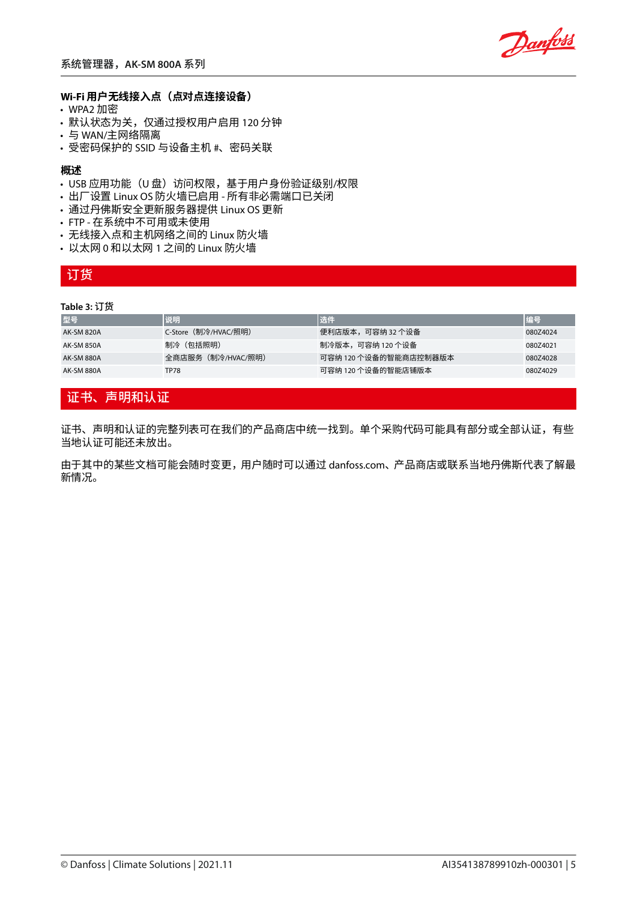**Wi-Fi 用户无线接入点（点对点连接设备）**

- WPA2 加密
- 默认状态为关，仅通过授权用户启用 120 分钟
- 与 WAN/主网络隔离
- 受密码保护的 SSID 与设备主机 #、密码关联

**概述**

- USB 应用功能（U 盘）访问权限，基于用户身份验证级别/权限
- 出厂设置 Linux OS 防火墙已启用 - 所有非必需端口已关闭
- 通过丹佛斯安全更新服务器提供 Linux OS 更新
- FTP - 在系统中不可用或未使用
- 无线接入点和主机网络之间的 Linux 防火墙
- 以太网 0 和以太网 1 之间的 Linux 防火墙

## 订货

**Table 3:** 订货

| 型号 | 说明 | 选件 | 编号 |
| --- | --- | --- | --- |
| AK-SM 820A | C-Store（制冷/HVAC/照明） | 便利店版本，可容纳 32 个设备 | 080Z4024 |
| AK-SM 850A | 制冷（包括照明） | 制冷版本，可容纳 120 个设备 | 080Z4021 |
| AK-SM 880A | 全商店服务（制冷/HVAC/照明） | 可容纳 120 个设备的智能商店控制器版本 | 080Z4028 |
| AK-SM 880A | TP78 | 可容纳 120 个设备的智能店铺版本 | 080Z4029 |

## 证书、声明和认证

证书、声明和认证的完整列表可在我们的产品商店中统一找到。单个采购代码可能具有部分或全部认证，有些当地认证可能还未放出。

由于其中的某些文档可能会随时变更，用户随时可以通过 danfoss.com、产品商店或联系当地丹佛斯代表了解最新情况。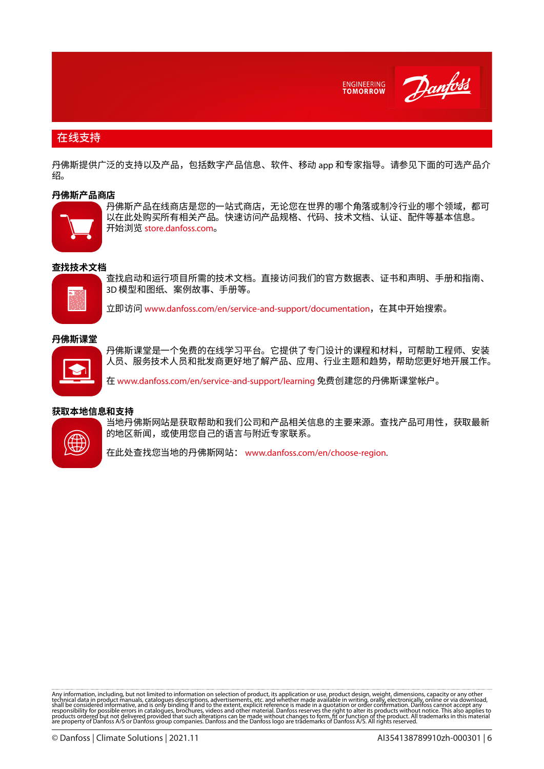## 在线支持

丹佛斯提供广泛的支持以及产品，包括数字产品信息、软件、移动 app 和专家指导。请参见下面的可选产品介绍。

### 丹佛斯产品商店

丹佛斯产品在线商店是您的一站式商店，无论您在世界的哪个角落或制冷行业的哪个领域，都可以在此处购买所有相关产品。快速访问产品规格、代码、技术文档、认证、配件等基本信息。
开始浏览 store.danfoss.com。

### 查找技术文档

查找启动和运行项目所需的技术文档。直接访问我们的官方数据表、证书和声明、手册和指南、3D 模型和图纸、案例故事、手册等。

立即访问 www.danfoss.com/en/service-and-support/documentation，在其中开始搜索。

### 丹佛斯课堂

丹佛斯课堂是一个免费的在线学习平台。它提供了专门设计的课程和材料，可帮助工程师、安装人员、服务技术人员和批发商更好地了解产品、应用、行业主题和趋势，帮助您更好地开展工作。

在 www.danfoss.com/en/service-and-support/learning 免费创建您的丹佛斯课堂帐户。

### 获取本地信息和支持

当地丹佛斯网站是获取帮助和我们公司和产品相关信息的主要来源。查找产品可用性，获取最新的地区新闻，或使用您自己的语言与附近专家联系。

在此处查找您当地的丹佛斯网站： www.danfoss.com/en/choose-region.

Any information, including, but not limited to information on selection of product, its application or use, product design, weight, dimensions, capacity or any other technical data in product manuals, catalogues descriptions, advertisements, etc. and whether made available in writing, orally, electronically, online or via download, shall be considered informative, and is only binding if and to the extent, explicit reference is made in a quotation or order confirmation. Danfoss cannot accept any responsibility for possible errors in catalogues, brochures, videos and other material. Danfoss reserves the right to alter its products without notice. This also applies to products ordered but not delivered provided that such alterations can be made without changes to form, fit or function of the product. All trademarks in this material are property of Danfoss A/S or Danfoss group companies. Danfoss and the Danfoss logo are trademarks of Danfoss A/S. All rights reserved.

© Danfoss | Climate Solutions | 2021.11 AI354138789910zh-000301